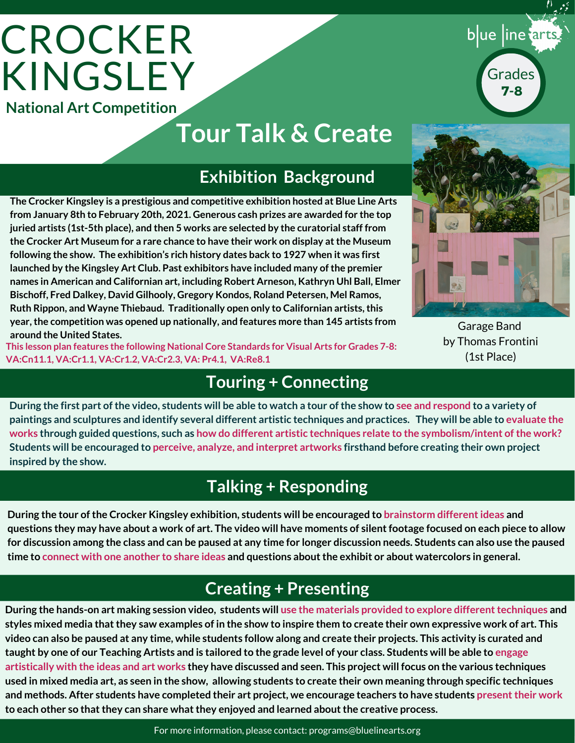# CROCKER KINGSLEY

**National Art Competition**

blue line arts

Grades **7-8**

# Tour Talk & Create

## Exhibition Background

**The Crocker Kingsley is a prestigious and competitive exhibition hosted at Blue Line Arts from January 8th to February 20th, 2021. Generous cash prizes are awarded for the top juried artists (1st-5th place), and then 5 works are selected by the curatorial staff from the Crocker Art Museum for a rare chance to have their work on display at the Museum following the show. The exhibition's rich history dates back to 1927 when it was first launched by the Kingsley Art Club. Past exhibitors have included many of the premier names in American and Californian art, including Robert Arneson, Kathryn Uhl Ball, Elmer Bischoff, Fred Dalkey, David Gilhooly, Gregory Kondos, Roland Petersen, Mel Ramos, Ruth Rippon, and Wayne Thiebaud. Traditionally open only to Californian artists, this year, the competition was opened up nationally, and features more than 145 artists from around the United States.**

**This lesson plan features the following National Core Standards for Visual Arts for Grades 7-8: VA:Cn11.1, VA:Cr1.1, VA:Cr1.2, VA:Cr2.3, VA: Pr4.1, VA:Re8.1**

Garage Band
by Thomas Frontini
(1st Place)

## Touring + Connecting

**During the first part of the video, students will be able to watch a tour of the show to see and respond to a variety of paintings and sculptures and identify several different artistic techniques and practices. They will be able to evaluate the works through guided questions, such as how do different artistic techniques relate to the symbolism/intent of the work? Students will be encouraged to perceive, analyze, and interpret artworks firsthand before creating their own project inspired by the show.**

## Talking + Responding

**During the tour of the Crocker Kingsley exhibition, students will be encouraged to brainstorm different ideas and questions they may have about a work of art. The video will have moments of silent footage focused on each piece to allow for discussion among the class and can be paused at any time for longer discussion needs. Students can also use the paused time to connect with one another to share ideas and questions about the exhibit or about watercolors in general.**

## Creating + Presenting

**During the hands-on art making session video, students will use the materials provided to explore different techniques and styles mixed media that they saw examples of in the show to inspire them to create their own expressive work of art. This video can also be paused at any time, while students follow along and create their projects. This activity is curated and taught by one of our Teaching Artists and is tailored to the grade level of your class. Students will be able to engage artistically with the ideas and art works they have discussed and seen. This project will focus on the various techniques used in mixed media art, as seen in the show, allowing students to create their own meaning through specific techniques and methods. After students have completed their art project, we encourage teachers to have students present their work to each other so that they can share what they enjoyed and learned about the creative process.**

For more information, please contact: programs@bluelinearts.org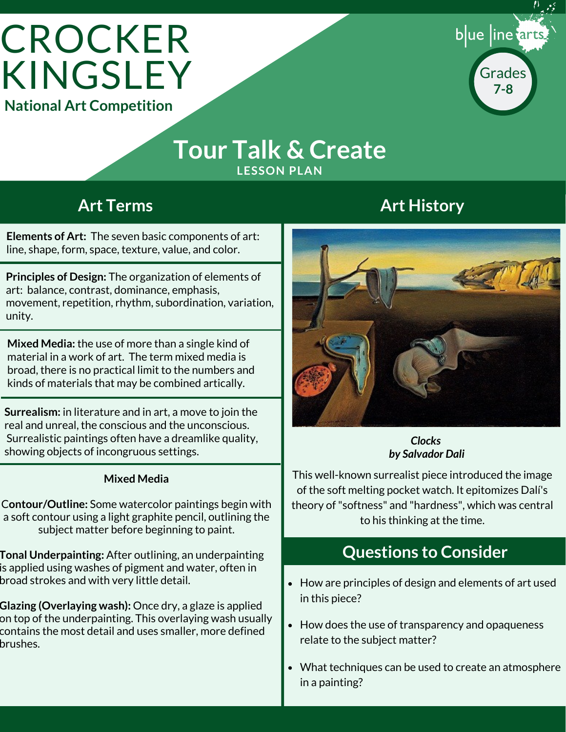# CROCKER KINGSLEY

**National Art Competition**

blue line arts

Grades **7-8**

## Tour Talk & Create

**LESSON PLAN**

## Art Terms

**Elements of Art:** The seven basic components of art: line, shape, form, space, texture, value, and color.

**Principles of Design:** The organization of elements of art: balance, contrast, dominance, emphasis, movement, repetition, rhythm, subordination, variation, unity.

**Mixed Media:** the use of more than a single kind of material in a work of art. The term mixed media is broad, there is no practical limit to the numbers and kinds of materials that may be combined artically.

**Surrealism:** in literature and in art, a move to join the real and unreal, the conscious and the unconscious. Surrealistic paintings often have a dreamlike quality, showing objects of incongruous settings.

### Mixed Media

**Contour/Outline:** Some watercolor paintings begin with a soft contour using a light graphite pencil, outlining the subject matter before beginning to paint.

**Tonal Underpainting:** After outlining, an underpainting is applied using washes of pigment and water, often in broad strokes and with very little detail.

**Glazing (Overlaying wash):** Once dry, a glaze is applied on top of the underpainting. This overlaying wash usually contains the most detail and uses smaller, more defined brushes.

## Art History

***Clocks***
***by Salvador Dali***

This well-known surrealist piece introduced the image of the soft melting pocket watch. It epitomizes Dalí's theory of "softness" and "hardness", which was central to his thinking at the time.

## Questions to Consider

- How are principles of design and elements of art used in this piece?
- How does the use of transparency and opaqueness relate to the subject matter?
- What techniques can be used to create an atmosphere in a painting?